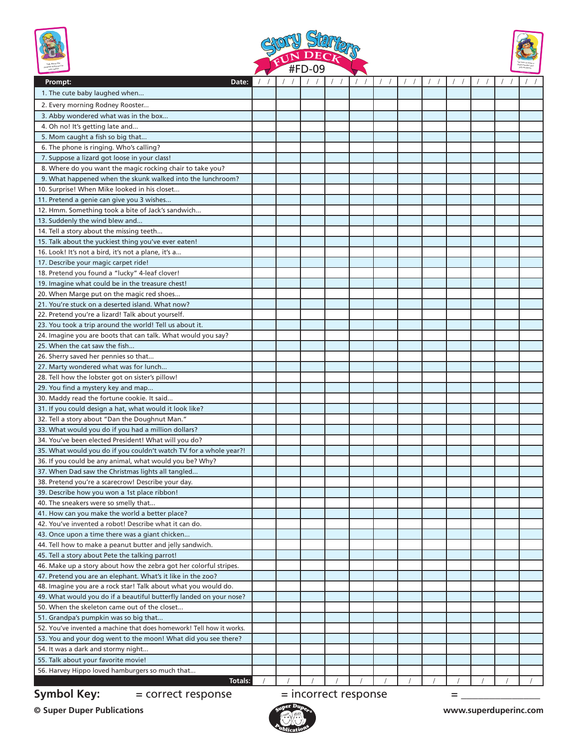# Story Starters FUN DECK

#FD-09

| Prompt: Date: | / / | / / | / / | / / | / / | / / | / / | / / | / / | / / | / / | / / |
|---|---|---|---|---|---|---|---|---|---|---|---|---|
| 1. The cute baby laughed when... | | | | | | | | | | | | |
| 2. Every morning Rodney Rooster... | | | | | | | | | | | | |
| 3. Abby wondered what was in the box... | | | | | | | | | | | | |
| 4. Oh no! It's getting late and... | | | | | | | | | | | | |
| 5. Mom caught a fish so big that... | | | | | | | | | | | | |
| 6. The phone is ringing. Who's calling? | | | | | | | | | | | | |
| 7. Suppose a lizard got loose in your class! | | | | | | | | | | | | |
| 8. Where do you want the magic rocking chair to take you? | | | | | | | | | | | | |
| 9. What happened when the skunk walked into the lunchroom? | | | | | | | | | | | | |
| 10. Surprise! When Mike looked in his closet... | | | | | | | | | | | | |
| 11. Pretend a genie can give you 3 wishes... | | | | | | | | | | | | |
| 12. Hmm. Something took a bite of Jack's sandwich... | | | | | | | | | | | | |
| 13. Suddenly the wind blew and... | | | | | | | | | | | | |
| 14. Tell a story about the missing teeth... | | | | | | | | | | | | |
| 15. Talk about the yuckiest thing you've ever eaten! | | | | | | | | | | | | |
| 16. Look! It's not a bird, it's not a plane, it's a... | | | | | | | | | | | | |
| 17. Describe your magic carpet ride! | | | | | | | | | | | | |
| 18. Pretend you found a "lucky" 4-leaf clover! | | | | | | | | | | | | |
| 19. Imagine what could be in the treasure chest! | | | | | | | | | | | | |
| 20. When Marge put on the magic red shoes... | | | | | | | | | | | | |
| 21. You're stuck on a deserted island. What now? | | | | | | | | | | | | |
| 22. Pretend you're a lizard! Talk about yourself. | | | | | | | | | | | | |
| 23. You took a trip around the world! Tell us about it. | | | | | | | | | | | | |
| 24. Imagine you are boots that can talk. What would you say? | | | | | | | | | | | | |
| 25. When the cat saw the fish... | | | | | | | | | | | | |
| 26. Sherry saved her pennies so that... | | | | | | | | | | | | |
| 27. Marty wondered what was for lunch... | | | | | | | | | | | | |
| 28. Tell how the lobster got on sister's pillow! | | | | | | | | | | | | |
| 29. You find a mystery key and map... | | | | | | | | | | | | |
| 30. Maddy read the fortune cookie. It said... | | | | | | | | | | | | |
| 31. If you could design a hat, what would it look like? | | | | | | | | | | | | |
| 32. Tell a story about "Dan the Doughnut Man." | | | | | | | | | | | | |
| 33. What would you do if you had a million dollars? | | | | | | | | | | | | |
| 34. You've been elected President! What will you do? | | | | | | | | | | | | |
| 35. What would you do if you couldn't watch TV for a whole year?! | | | | | | | | | | | | |
| 36. If you could be any animal, what would you be? Why? | | | | | | | | | | | | |
| 37. When Dad saw the Christmas lights all tangled... | | | | | | | | | | | | |
| 38. Pretend you're a scarecrow! Describe your day. | | | | | | | | | | | | |
| 39. Describe how you won a 1st place ribbon! | | | | | | | | | | | | |
| 40. The sneakers were so smelly that... | | | | | | | | | | | | |
| 41. How can you make the world a better place? | | | | | | | | | | | | |
| 42. You've invented a robot! Describe what it can do. | | | | | | | | | | | | |
| 43. Once upon a time there was a giant chicken... | | | | | | | | | | | | |
| 44. Tell how to make a peanut butter and jelly sandwich. | | | | | | | | | | | | |
| 45. Tell a story about Pete the talking parrot! | | | | | | | | | | | | |
| 46. Make up a story about how the zebra got her colorful stripes. | | | | | | | | | | | | |
| 47. Pretend you are an elephant. What's it like in the zoo? | | | | | | | | | | | | |
| 48. Imagine you are a rock star! Talk about what you would do. | | | | | | | | | | | | |
| 49. What would you do if a beautiful butterfly landed on your nose? | | | | | | | | | | | | |
| 50. When the skeleton came out of the closet... | | | | | | | | | | | | |
| 51. Grandpa's pumpkin was so big that... | | | | | | | | | | | | |
| 52. You've invented a machine that does homework! Tell how it works. | | | | | | | | | | | | |
| 53. You and your dog went to the moon! What did you see there? | | | | | | | | | | | | |
| 54. It was a dark and stormy night... | | | | | | | | | | | | |
| 55. Talk about your favorite movie! | | | | | | | | | | | | |
| 56. Harvey Hippo loved hamburgers so much that... | | | | | | | | | | | | |
| **Totals:** | / | / | / | / | / | / | / | / | / | / | / | / |

**Symbol Key:** = correct response = incorrect response = _______________

**© Super Duper Publications** www.superduperinc.com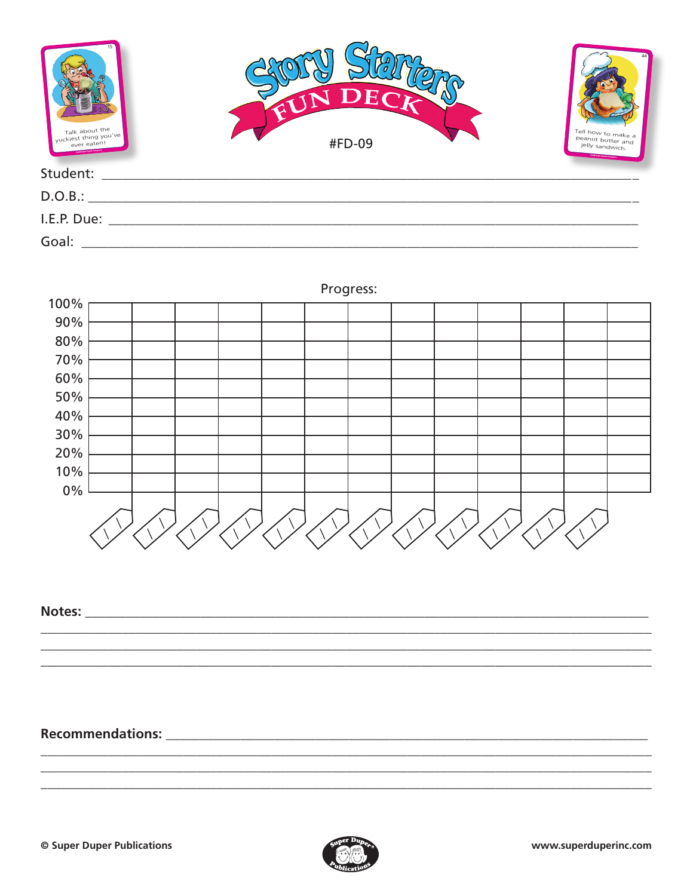# Story Starters FUN DECK

#FD-09

Talk about the yuckiest thing you've ever eaten!

Tell how to make a peanut butter and jelly sandwich.

Student: ___________________________________________

D.O.B.: ___________________________________________

I.E.P. Due: ___________________________________________

Goal: ___________________________________________

Progress:

100%
90%
80%
70%
60%
50%
40%
30%
20%
10%
0%

**Notes:** ___________________________________________

___________________________________________

___________________________________________

___________________________________________

**Recommendations:** ___________________________________________

___________________________________________

___________________________________________

___________________________________________

**© Super Duper Publications**

**www.superduperinc.com**